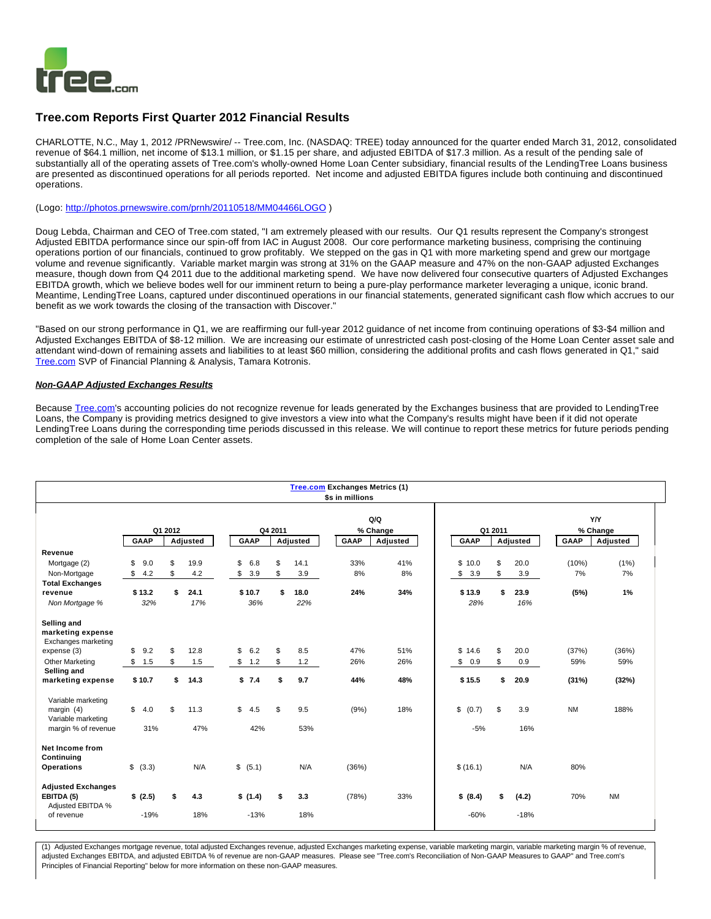# Tree.com Reports First Quarter 2012 Financial Results

CHARLOTTE, N.C., May 1, 2012 /PRNewswire/ -- Tree.com, Inc. (NASDAQ: TREE) today announced for the quarter ended March 31, 2012, consolidated revenue of $64.1 million, net income of $13.1 million, or $1.15 per share, and adjusted EBITDA of $17.3 million. As a result of the pending sale of substantially all of the operating assets of Tree.com's wholly-owned Home Loan Center subsidiary, financial results of the LendingTree Loans business are presented as discontinued operations for all periods reported. Net income and adjusted EBITDA figures include both continuing and discontinued operations.

(Logo: http://photos.prnewswire.com/prnh/20110518/MM04466LOGO )

Doug Lebda, Chairman and CEO of Tree.com stated, "I am extremely pleased with our results. Our Q1 results represent the Company's strongest Adjusted EBITDA performance since our spin-off from IAC in August 2008. Our core performance marketing business, comprising the continuing operations portion of our financials, continued to grow profitably. We stepped on the gas in Q1 with more marketing spend and grew our mortgage volume and revenue significantly. Variable market margin was strong at 31% on the GAAP measure and 47% on the non-GAAP adjusted Exchanges measure, though down from Q4 2011 due to the additional marketing spend. We have now delivered four consecutive quarters of Adjusted Exchanges EBITDA growth, which we believe bodes well for our imminent return to being a pure-play performance marketer leveraging a unique, iconic brand. Meantime, LendingTree Loans, captured under discontinued operations in our financial statements, generated significant cash flow which accrues to our benefit as we work towards the closing of the transaction with Discover."

"Based on our strong performance in Q1, we are reaffirming our full-year 2012 guidance of net income from continuing operations of $3-$4 million and Adjusted Exchanges EBITDA of $8-12 million. We are increasing our estimate of unrestricted cash post-closing of the Home Loan Center asset sale and attendant wind-down of remaining assets and liabilities to at least $60 million, considering the additional profits and cash flows generated in Q1," said Tree.com SVP of Financial Planning & Analysis, Tamara Kotronis.

***Non-GAAP Adjusted Exchanges Results***

Because Tree.com's accounting policies do not recognize revenue for leads generated by the Exchanges business that are provided to LendingTree Loans, the Company is providing metrics designed to give investors a view into what the Company's results might have been if it did not operate LendingTree Loans during the corresponding time periods discussed in this release. We will continue to report these metrics for future periods pending completion of the sale of Home Loan Center assets.

**Tree.com Exchanges Metrics (1)**
**$s in millions**

| | Q1 2012 | | Q4 2011 | | Q/Q % Change | | Q1 2011 | | Y/Y % Change | |
|---|---|---|---|---|---|---|---|---|---|---|
| | GAAP | Adjusted | GAAP | Adjusted | GAAP | Adjusted | GAAP | Adjusted | GAAP | Adjusted |
| **Revenue** | | | | | | | | | | |
| Mortgage (2) | $ 9.0 | $ 19.9 | $ 6.8 | $ 14.1 | 33% | 41% | $ 10.0 | $ 20.0 | (10%) | (1%) |
| Non-Mortgage | $ 4.2 | $ 4.2 | $ 3.9 | $ 3.9 | 8% | 8% | $ 3.9 | $ 3.9 | 7% | 7% |
| **Total Exchanges revenue** | **$ 13.2** | **$ 24.1** | **$ 10.7** | **$ 18.0** | **24%** | **34%** | **$ 13.9** | **$ 23.9** | **(5%)** | **1%** |
| *Non Mortgage %* | *32%* | *17%* | *36%* | *22%* | | | *28%* | *16%* | | |
| **Selling and marketing expense** | | | | | | | | | | |
| Exchanges marketing expense (3) | $ 9.2 | $ 12.8 | $ 6.2 | $ 8.5 | 47% | 51% | $ 14.6 | $ 20.0 | (37%) | (36%) |
| Other Marketing | $ 1.5 | $ 1.5 | $ 1.2 | $ 1.2 | 26% | 26% | $ 0.9 | $ 0.9 | 59% | 59% |
| **Selling and marketing expense** | **$ 10.7** | **$ 14.3** | **$ 7.4** | **$ 9.7** | **44%** | **48%** | **$ 15.5** | **$ 20.9** | **(31%)** | **(32%)** |
| Variable marketing margin (4) | $ 4.0 | $ 11.3 | $ 4.5 | $ 9.5 | (9%) | 18% | $ (0.7) | $ 3.9 | NM | 188% |
| Variable marketing margin % of revenue | 31% | 47% | 42% | 53% | | | -5% | 16% | | |
| **Net Income from Continuing Operations** | $ (3.3) | N/A | $ (5.1) | N/A | (36%) | | $ (16.1) | N/A | 80% | |
| **Adjusted Exchanges EBITDA (5)** | **$ (2.5)** | **$ 4.3** | **$ (1.4)** | **$ 3.3** | (78%) | 33% | **$ (8.4)** | **$ (4.2)** | 70% | NM |
| Adjusted EBITDA % of revenue | -19% | 18% | -13% | 18% | | | -60% | -18% | | |

(1) Adjusted Exchanges mortgage revenue, total adjusted Exchanges revenue, adjusted Exchanges marketing expense, variable marketing margin, variable marketing margin % of revenue, adjusted Exchanges EBITDA, and adjusted EBITDA % of revenue are non-GAAP measures. Please see "Tree.com's Reconciliation of Non-GAAP Measures to GAAP" and Tree.com's Principles of Financial Reporting" below for more information on these non-GAAP measures.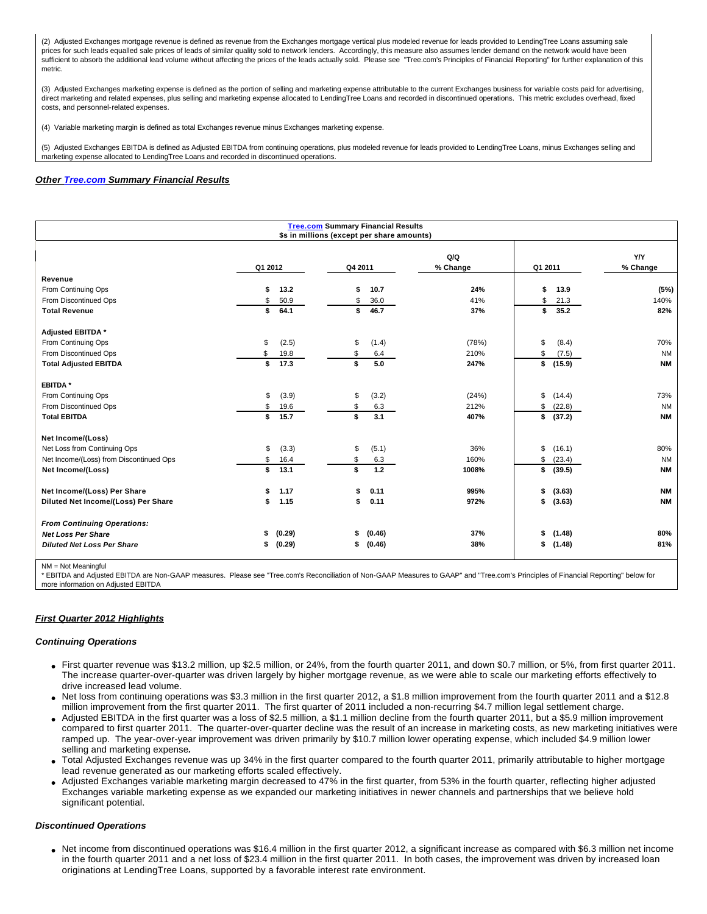(2) Adjusted Exchanges mortgage revenue is defined as revenue from the Exchanges mortgage vertical plus modeled revenue for leads provided to LendingTree Loans assuming sale prices for such leads equalled sale prices of leads of similar quality sold to network lenders. Accordingly, this measure also assumes lender demand on the network would have been sufficient to absorb the additional lead volume without affecting the prices of the leads actually sold. Please see "Tree.com's Principles of Financial Reporting" for further explanation of this metric.

(3) Adjusted Exchanges marketing expense is defined as the portion of selling and marketing expense attributable to the current Exchanges business for variable costs paid for advertising, direct marketing and related expenses, plus selling and marketing expense allocated to LendingTree Loans and recorded in discontinued operations. This metric excludes overhead, fixed costs, and personnel-related expenses.

(4) Variable marketing margin is defined as total Exchanges revenue minus Exchanges marketing expense.

(5) Adjusted Exchanges EBITDA is defined as Adjusted EBITDA from continuing operations, plus modeled revenue for leads provided to LendingTree Loans, minus Exchanges selling and marketing expense allocated to LendingTree Loans and recorded in discontinued operations.

***Other Tree.com Summary Financial Results***

**Tree.com Summary Financial Results**
**$s in millions (except per share amounts)**

| | Q1 2012 | Q4 2011 | Q/Q % Change | Q1 2011 | Y/Y % Change |
|---|---|---|---|---|---|
| **Revenue** | | | | | |
| From Continuing Ops | **$ 13.2** | **$ 10.7** | **24%** | **$ 13.9** | **(5%)** |
| From Discontinued Ops | $ 50.9 | $ 36.0 | 41% | $ 21.3 | 140% |
| **Total Revenue** | **$ 64.1** | **$ 46.7** | **37%** | **$ 35.2** | **82%** |
| **Adjusted EBITDA *** | | | | | |
| From Continuing Ops | $ (2.5) | $ (1.4) | (78%) | $ (8.4) | 70% |
| From Discontinued Ops | $ 19.8 | $ 6.4 | 210% | $ (7.5) | NM |
| **Total Adjusted EBITDA** | **$ 17.3** | **$ 5.0** | **247%** | **$ (15.9)** | **NM** |
| **EBITDA *** | | | | | |
| From Continuing Ops | $ (3.9) | $ (3.2) | (24%) | $ (14.4) | 73% |
| From Discontinued Ops | $ 19.6 | $ 6.3 | 212% | $ (22.8) | NM |
| **Total EBITDA** | **$ 15.7** | **$ 3.1** | **407%** | **$ (37.2)** | **NM** |
| **Net Income/(Loss)** | | | | | |
| Net Loss from Continuing Ops | $ (3.3) | $ (5.1) | 36% | $ (16.1) | 80% |
| Net Income/(Loss) from Discontinued Ops | $ 16.4 | $ 6.3 | 160% | $ (23.4) | NM |
| **Net Income/(Loss)** | **$ 13.1** | **$ 1.2** | **1008%** | **$ (39.5)** | **NM** |
| **Net Income/(Loss) Per Share** | **$ 1.17** | **$ 0.11** | **995%** | **$ (3.63)** | **NM** |
| **Diluted Net Income/(Loss) Per Share** | **$ 1.15** | **$ 0.11** | **972%** | **$ (3.63)** | **NM** |
| ***From Continuing Operations:*** | | | | | |
| ***Net Loss Per Share*** | **$ (0.29)** | **$ (0.46)** | **37%** | **$ (1.48)** | **80%** |
| ***Diluted Net Loss Per Share*** | **$ (0.29)** | **$ (0.46)** | **38%** | **$ (1.48)** | **81%** |

NM = Not Meaningful
* EBITDA and Adjusted EBITDA are Non-GAAP measures. Please see "Tree.com's Reconciliation of Non-GAAP Measures to GAAP" and "Tree.com's Principles of Financial Reporting" below for more information on Adjusted EBITDA

***First Quarter 2012 Highlights***

***Continuing Operations***

- First quarter revenue was $13.2 million, up $2.5 million, or 24%, from the fourth quarter 2011, and down $0.7 million, or 5%, from first quarter 2011. The increase quarter-over-quarter was driven largely by higher mortgage revenue, as we were able to scale our marketing efforts effectively to drive increased lead volume.
- Net loss from continuing operations was $3.3 million in the first quarter 2012, a $1.8 million improvement from the fourth quarter 2011 and a $12.8 million improvement from the first quarter 2011. The first quarter of 2011 included a non-recurring $4.7 million legal settlement charge.
- Adjusted EBITDA in the first quarter was a loss of $2.5 million, a $1.1 million decline from the fourth quarter 2011, but a $5.9 million improvement compared to first quarter 2011. The quarter-over-quarter decline was the result of an increase in marketing costs, as new marketing initiatives were ramped up. The year-over-year improvement was driven primarily by $10.7 million lower operating expense, which included $4.9 million lower selling and marketing expense**.**
- Total Adjusted Exchanges revenue was up 34% in the first quarter compared to the fourth quarter 2011, primarily attributable to higher mortgage lead revenue generated as our marketing efforts scaled effectively.
- Adjusted Exchanges variable marketing margin decreased to 47% in the first quarter, from 53% in the fourth quarter, reflecting higher adjusted Exchanges variable marketing expense as we expanded our marketing initiatives in newer channels and partnerships that we believe hold significant potential.

***Discontinued Operations***

- Net income from discontinued operations was $16.4 million in the first quarter 2012, a significant increase as compared with $6.3 million net income in the fourth quarter 2011 and a net loss of $23.4 million in the first quarter 2011. In both cases, the improvement was driven by increased loan originations at LendingTree Loans, supported by a favorable interest rate environment.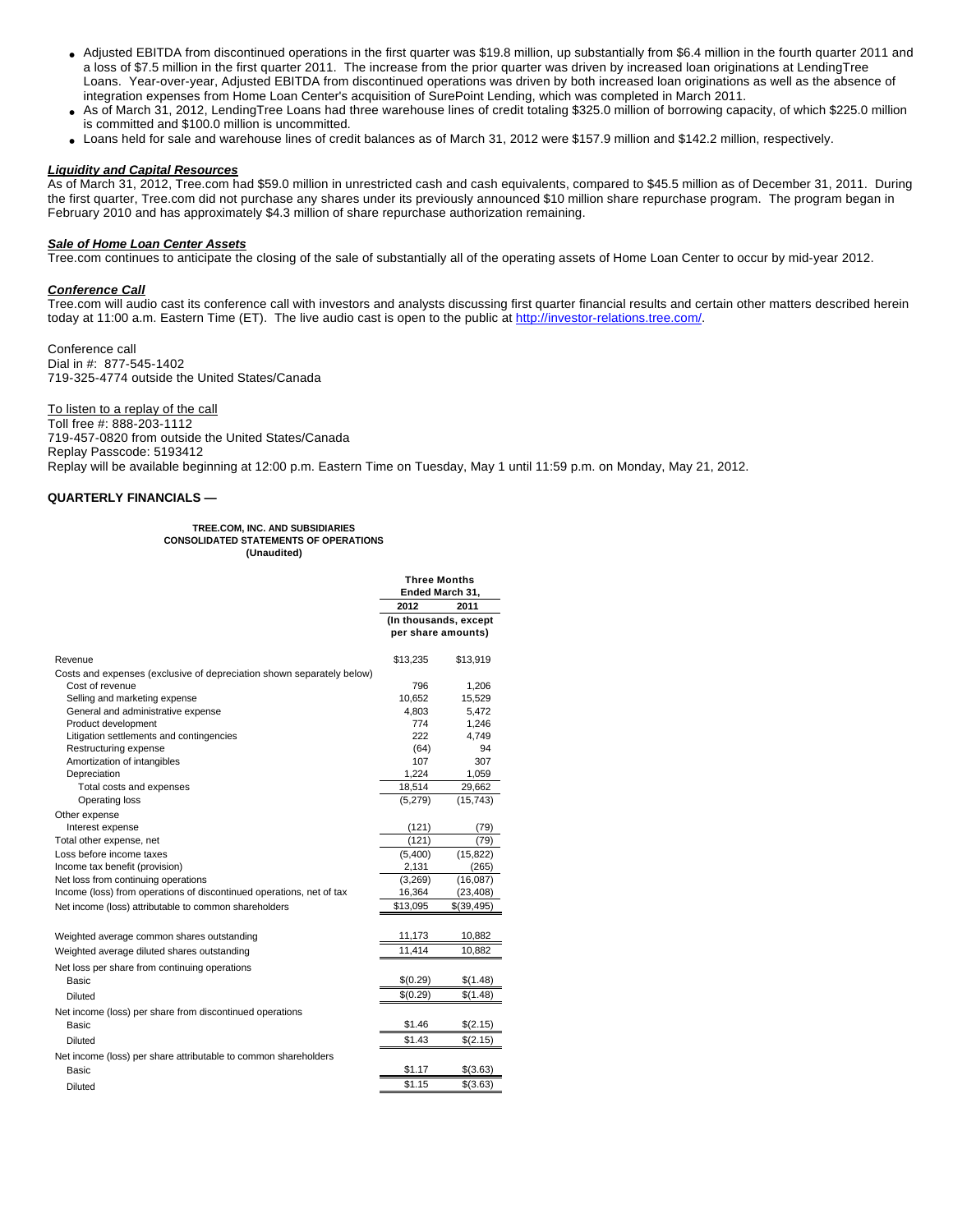- Adjusted EBITDA from discontinued operations in the first quarter was $19.8 million, up substantially from $6.4 million in the fourth quarter 2011 and a loss of $7.5 million in the first quarter 2011. The increase from the prior quarter was driven by increased loan originations at LendingTree Loans. Year-over-year, Adjusted EBITDA from discontinued operations was driven by both increased loan originations as well as the absence of integration expenses from Home Loan Center's acquisition of SurePoint Lending, which was completed in March 2011.
- As of March 31, 2012, LendingTree Loans had three warehouse lines of credit totaling $325.0 million of borrowing capacity, of which $225.0 million is committed and $100.0 million is uncommitted.
- Loans held for sale and warehouse lines of credit balances as of March 31, 2012 were $157.9 million and $142.2 million, respectively.

***Liquidity and Capital Resources***

As of March 31, 2012, Tree.com had $59.0 million in unrestricted cash and cash equivalents, compared to $45.5 million as of December 31, 2011. During the first quarter, Tree.com did not purchase any shares under its previously announced $10 million share repurchase program. The program began in February 2010 and has approximately $4.3 million of share repurchase authorization remaining.

***Sale of Home Loan Center Assets***

Tree.com continues to anticipate the closing of the sale of substantially all of the operating assets of Home Loan Center to occur by mid-year 2012.

***Conference Call***

Tree.com will audio cast its conference call with investors and analysts discussing first quarter financial results and certain other matters described herein today at 11:00 a.m. Eastern Time (ET). The live audio cast is open to the public at http://investor-relations.tree.com/.

Conference call
Dial in #: 877-545-1402
719-325-4774 outside the United States/Canada

To listen to a replay of the call
Toll free #: 888-203-1112
719-457-0820 from outside the United States/Canada
Replay Passcode: 5193412
Replay will be available beginning at 12:00 p.m. Eastern Time on Tuesday, May 1 until 11:59 p.m. on Monday, May 21, 2012.

**QUARTERLY FINANCIALS —**

**TREE.COM, INC. AND SUBSIDIARIES**
**CONSOLIDATED STATEMENTS OF OPERATIONS**
**(Unaudited)**

| | Three Months Ended March 31, | |
|---|---|---|
| | 2012 | 2011 |
| | (In thousands, except per share amounts) | |
| Revenue | $13,235 | $13,919 |
| Costs and expenses (exclusive of depreciation shown separately below) | | |
| Cost of revenue | 796 | 1,206 |
| Selling and marketing expense | 10,652 | 15,529 |
| General and administrative expense | 4,803 | 5,472 |
| Product development | 774 | 1,246 |
| Litigation settlements and contingencies | 222 | 4,749 |
| Restructuring expense | (64) | 94 |
| Amortization of intangibles | 107 | 307 |
| Depreciation | 1,224 | 1,059 |
| Total costs and expenses | 18,514 | 29,662 |
| Operating loss | (5,279) | (15,743) |
| Other expense | | |
| Interest expense | (121) | (79) |
| Total other expense, net | (121) | (79) |
| Loss before income taxes | (5,400) | (15,822) |
| Income tax benefit (provision) | 2,131 | (265) |
| Net loss from continuing operations | (3,269) | (16,087) |
| Income (loss) from operations of discontinued operations, net of tax | 16,364 | (23,408) |
| Net income (loss) attributable to common shareholders | $13,095 | $(39,495) |
| | | |
| Weighted average common shares outstanding | 11,173 | 10,882 |
| Weighted average diluted shares outstanding | 11,414 | 10,882 |
| Net loss per share from continuing operations | | |
| Basic | $(0.29) | $(1.48) |
| Diluted | $(0.29) | $(1.48) |
| Net income (loss) per share from discontinued operations | | |
| Basic | $1.46 | $(2.15) |
| Diluted | $1.43 | $(2.15) |
| Net income (loss) per share attributable to common shareholders | | |
| Basic | $1.17 | $(3.63) |
| Diluted | $1.15 | $(3.63) |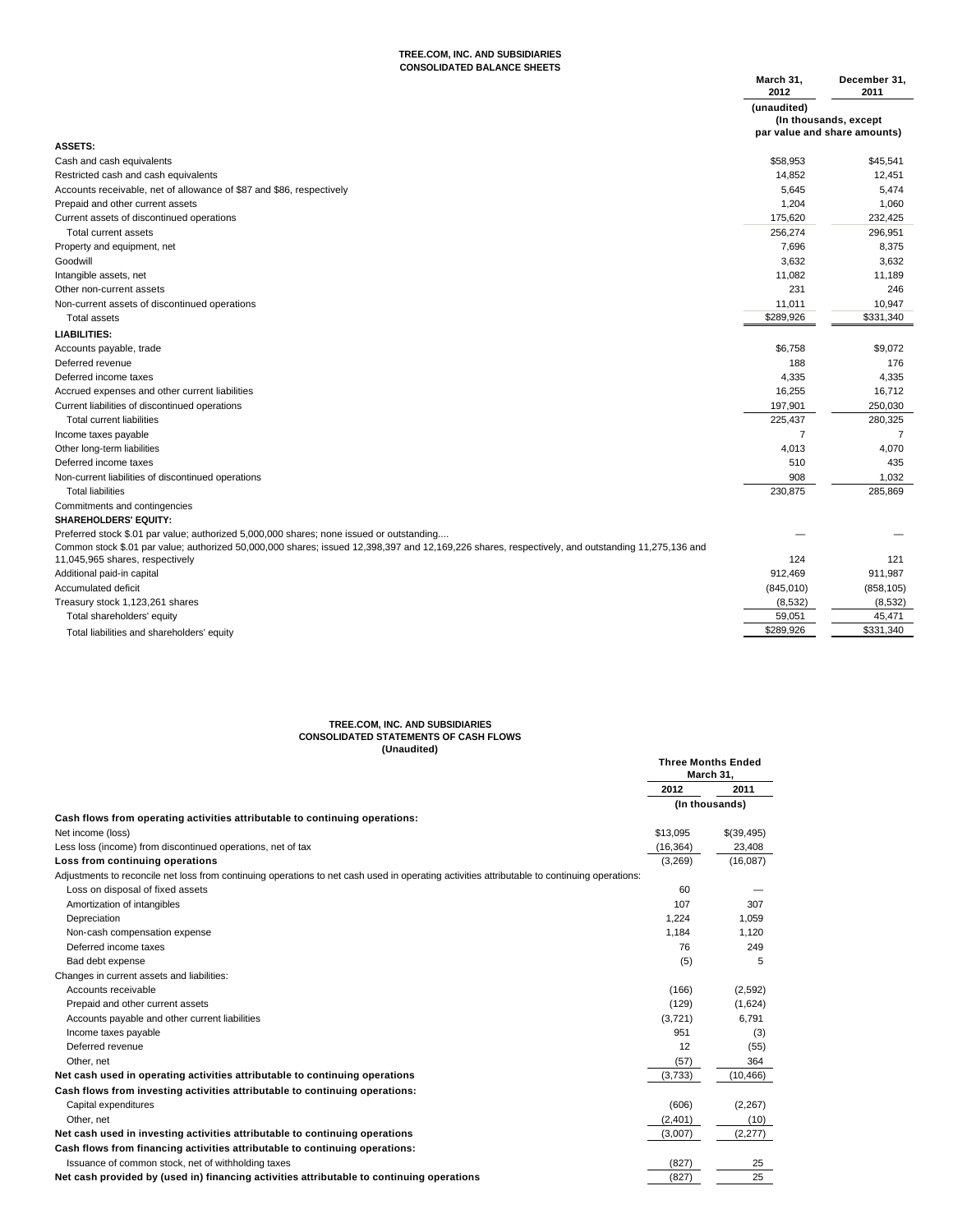**TREE.COM, INC. AND SUBSIDIARIES**
**CONSOLIDATED BALANCE SHEETS**

| | March 31, 2012 | December 31, 2011 |
|---|---|---|
| | (unaudited) | |
| | (In thousands, except par value and share amounts) | |
| **ASSETS:** | | |
| Cash and cash equivalents | $58,953 | $45,541 |
| Restricted cash and cash equivalents | 14,852 | 12,451 |
| Accounts receivable, net of allowance of $87 and $86, respectively | 5,645 | 5,474 |
| Prepaid and other current assets | 1,204 | 1,060 |
| Current assets of discontinued operations | 175,620 | 232,425 |
| Total current assets | 256,274 | 296,951 |
| Property and equipment, net | 7,696 | 8,375 |
| Goodwill | 3,632 | 3,632 |
| Intangible assets, net | 11,082 | 11,189 |
| Other non-current assets | 231 | 246 |
| Non-current assets of discontinued operations | 11,011 | 10,947 |
| Total assets | $289,926 | $331,340 |
| **LIABILITIES:** | | |
| Accounts payable, trade | $6,758 | $9,072 |
| Deferred revenue | 188 | 176 |
| Deferred income taxes | 4,335 | 4,335 |
| Accrued expenses and other current liabilities | 16,255 | 16,712 |
| Current liabilities of discontinued operations | 197,901 | 250,030 |
| Total current liabilities | 225,437 | 280,325 |
| Income taxes payable | 7 | 7 |
| Other long-term liabilities | 4,013 | 4,070 |
| Deferred income taxes | 510 | 435 |
| Non-current liabilities of discontinued operations | 908 | 1,032 |
| Total liabilities | 230,875 | 285,869 |
| Commitments and contingencies | | |
| **SHAREHOLDERS' EQUITY:** | | |
| Preferred stock $.01 par value; authorized 5,000,000 shares; none issued or outstanding.... | — | — |
| Common stock $.01 par value; authorized 50,000,000 shares; issued 12,398,397 and 12,169,226 shares, respectively, and outstanding 11,275,136 and 11,045,965 shares, respectively | 124 | 121 |
| Additional paid-in capital | 912,469 | 911,987 |
| Accumulated deficit | (845,010) | (858,105) |
| Treasury stock 1,123,261 shares | (8,532) | (8,532) |
| Total shareholders' equity | 59,051 | 45,471 |
| Total liabilities and shareholders' equity | $289,926 | $331,340 |

**TREE.COM, INC. AND SUBSIDIARIES**
**CONSOLIDATED STATEMENTS OF CASH FLOWS**
**(Unaudited)**

| | Three Months Ended March 31, | |
|---|---|---|
| | 2012 | 2011 |
| | (In thousands) | |
| **Cash flows from operating activities attributable to continuing operations:** | | |
| Net income (loss) | $13,095 | $(39,495) |
| Less loss (income) from discontinued operations, net of tax | (16,364) | 23,408 |
| **Loss from continuing operations** | (3,269) | (16,087) |
| Adjustments to reconcile net loss from continuing operations to net cash used in operating activities attributable to continuing operations: | | |
| Loss on disposal of fixed assets | 60 | — |
| Amortization of intangibles | 107 | 307 |
| Depreciation | 1,224 | 1,059 |
| Non-cash compensation expense | 1,184 | 1,120 |
| Deferred income taxes | 76 | 249 |
| Bad debt expense | (5) | 5 |
| Changes in current assets and liabilities: | | |
| Accounts receivable | (166) | (2,592) |
| Prepaid and other current assets | (129) | (1,624) |
| Accounts payable and other current liabilities | (3,721) | 6,791 |
| Income taxes payable | 951 | (3) |
| Deferred revenue | 12 | (55) |
| Other, net | (57) | 364 |
| **Net cash used in operating activities attributable to continuing operations** | (3,733) | (10,466) |
| **Cash flows from investing activities attributable to continuing operations:** | | |
| Capital expenditures | (606) | (2,267) |
| Other, net | (2,401) | (10) |
| **Net cash used in investing activities attributable to continuing operations** | (3,007) | (2,277) |
| **Cash flows from financing activities attributable to continuing operations:** | | |
| Issuance of common stock, net of withholding taxes | (827) | 25 |
| **Net cash provided by (used in) financing activities attributable to continuing operations** | (827) | 25 |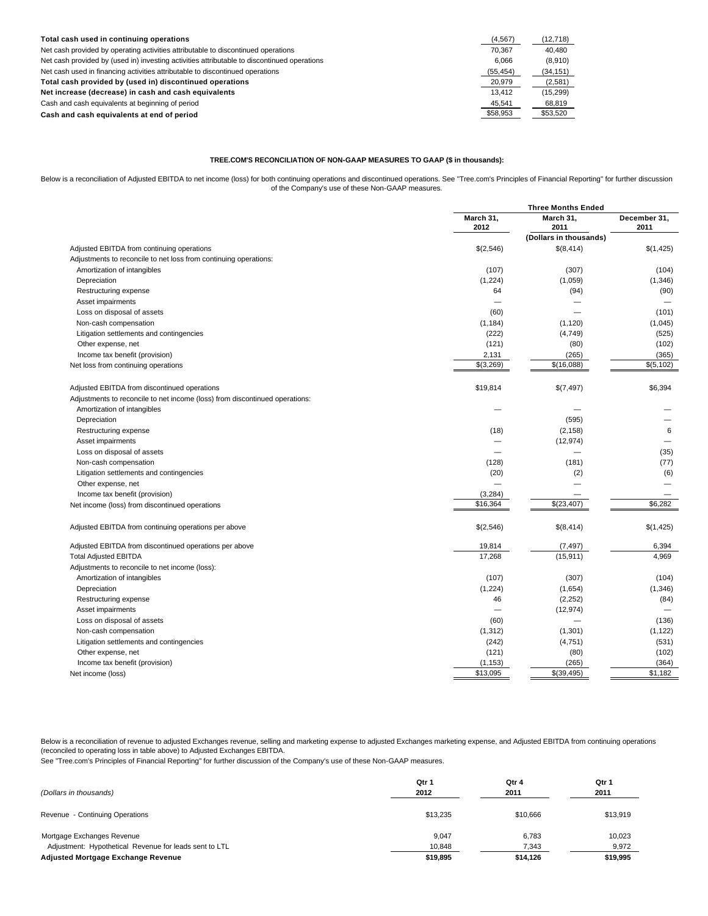| | | |
|---|---|---|
| **Total cash used in continuing operations** | (4,567) | (12,718) |
| Net cash provided by operating activities attributable to discontinued operations | 70,367 | 40,480 |
| Net cash provided by (used in) investing activities attributable to discontinued operations | 6,066 | (8,910) |
| Net cash used in financing activities attributable to discontinued operations | (55,454) | (34,151) |
| **Total cash provided by (used in) discontinued operations** | 20,979 | (2,581) |
| **Net increase (decrease) in cash and cash equivalents** | 13,412 | (15,299) |
| Cash and cash equivalents at beginning of period | 45,541 | 68,819 |
| **Cash and cash equivalents at end of period** | $58,953 | $53,520 |

**TREE.COM'S RECONCILIATION OF NON-GAAP MEASURES TO GAAP ($ in thousands):**

Below is a reconciliation of Adjusted EBITDA to net income (loss) for both continuing operations and discontinued operations. See "Tree.com's Principles of Financial Reporting" for further discussion of the Company's use of these Non-GAAP measures.

| | Three Months Ended | | |
|---|---|---|---|
| | March 31, 2012 | March 31, 2011 | December 31, 2011 |
| | (Dollars in thousands) | | |
| Adjusted EBITDA from continuing operations | $(2,546) | $(8,414) | $(1,425) |
| Adjustments to reconcile to net loss from continuing operations: | | | |
| Amortization of intangibles | (107) | (307) | (104) |
| Depreciation | (1,224) | (1,059) | (1,346) |
| Restructuring expense | 64 | (94) | (90) |
| Asset impairments | — | — | — |
| Loss on disposal of assets | (60) | — | (101) |
| Non-cash compensation | (1,184) | (1,120) | (1,045) |
| Litigation settlements and contingencies | (222) | (4,749) | (525) |
| Other expense, net | (121) | (80) | (102) |
| Income tax benefit (provision) | 2,131 | (265) | (365) |
| Net loss from continuing operations | $(3,269) | $(16,088) | $(5,102) |
| | | | |
| Adjusted EBITDA from discontinued operations | $19,814 | $(7,497) | $6,394 |
| Adjustments to reconcile to net income (loss) from discontinued operations: | | | |
| Amortization of intangibles | — | — | — |
| Depreciation | | (595) | — |
| Restructuring expense | (18) | (2,158) | 6 |
| Asset impairments | — | (12,974) | — |
| Loss on disposal of assets | — | — | (35) |
| Non-cash compensation | (128) | (181) | (77) |
| Litigation settlements and contingencies | (20) | (2) | (6) |
| Other expense, net | — | — | — |
| Income tax benefit (provision) | (3,284) | — | — |
| Net income (loss) from discontinued operations | $16,364 | $(23,407) | $6,282 |
| | | | |
| Adjusted EBITDA from continuing operations per above | $(2,546) | $(8,414) | $(1,425) |
| | | | |
| Adjusted EBITDA from discontinued operations per above | 19,814 | (7,497) | 6,394 |
| Total Adjusted EBITDA | 17,268 | (15,911) | 4,969 |
| Adjustments to reconcile to net income (loss): | | | |
| Amortization of intangibles | (107) | (307) | (104) |
| Depreciation | (1,224) | (1,654) | (1,346) |
| Restructuring expense | 46 | (2,252) | (84) |
| Asset impairments | — | (12,974) | — |
| Loss on disposal of assets | (60) | — | (136) |
| Non-cash compensation | (1,312) | (1,301) | (1,122) |
| Litigation settlements and contingencies | (242) | (4,751) | (531) |
| Other expense, net | (121) | (80) | (102) |
| Income tax benefit (provision) | (1,153) | (265) | (364) |
| Net income (loss) | $13,095 | $(39,495) | $1,182 |

Below is a reconciliation of revenue to adjusted Exchanges revenue, selling and marketing expense to adjusted Exchanges marketing expense, and Adjusted EBITDA from continuing operations (reconciled to operating loss in table above) to Adjusted Exchanges EBITDA.
See "Tree.com's Principles of Financial Reporting" for further discussion of the Company's use of these Non-GAAP measures.

| *(Dollars in thousands)* | Qtr 1 2012 | Qtr 4 2011 | Qtr 1 2011 |
|---|---|---|---|
| Revenue - Continuing Operations | $13,235 | $10,666 | $13,919 |
| | | | |
| Mortgage Exchanges Revenue | 9,047 | 6,783 | 10,023 |
| Adjustment: Hypothetical Revenue for leads sent to LTL | 10,848 | 7,343 | 9,972 |
| **Adjusted Mortgage Exchange Revenue** | **$19,895** | **$14,126** | **$19,995** |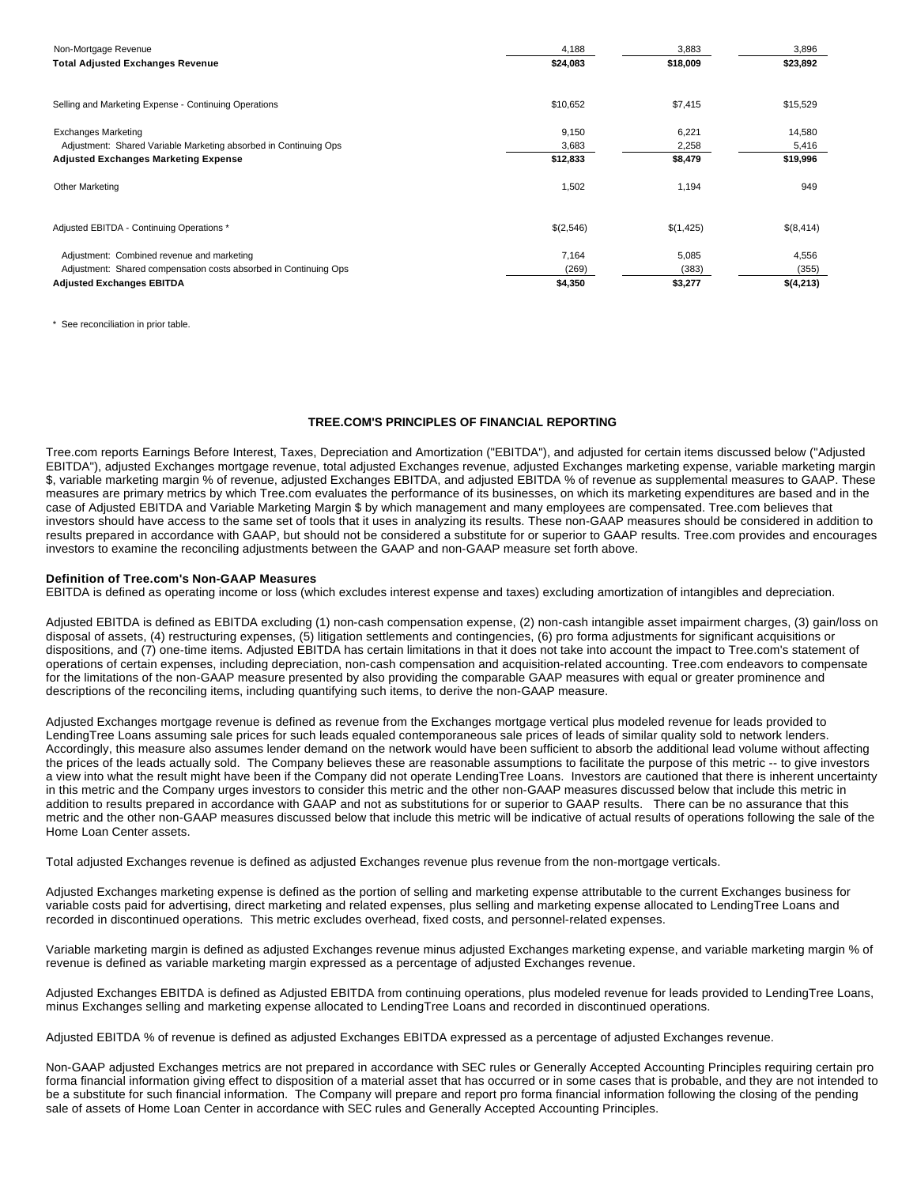| | | | |
|---|---|---|---|
| Non-Mortgage Revenue | 4,188 | 3,883 | 3,896 |
| **Total Adjusted Exchanges Revenue** | **$24,083** | **$18,009** | **$23,892** |
| | | | |
| Selling and Marketing Expense - Continuing Operations | $10,652 | $7,415 | $15,529 |
| | | | |
| Exchanges Marketing | 9,150 | 6,221 | 14,580 |
| Adjustment: Shared Variable Marketing absorbed in Continuing Ops | 3,683 | 2,258 | 5,416 |
| **Adjusted Exchanges Marketing Expense** | **$12,833** | **$8,479** | **$19,996** |
| | | | |
| Other Marketing | 1,502 | 1,194 | 949 |
| | | | |
| Adjusted EBITDA - Continuing Operations * | $(2,546) | $(1,425) | $(8,414) |
| | | | |
| Adjustment: Combined revenue and marketing | 7,164 | 5,085 | 4,556 |
| Adjustment: Shared compensation costs absorbed in Continuing Ops | (269) | (383) | (355) |
| **Adjusted Exchanges EBITDA** | **$4,350** | **$3,277** | **$(4,213)** |

* See reconciliation in prior table.

## TREE.COM'S PRINCIPLES OF FINANCIAL REPORTING

Tree.com reports Earnings Before Interest, Taxes, Depreciation and Amortization ("EBITDA"), and adjusted for certain items discussed below ("Adjusted EBITDA"), adjusted Exchanges mortgage revenue, total adjusted Exchanges revenue, adjusted Exchanges marketing expense, variable marketing margin $, variable marketing margin % of revenue, adjusted Exchanges EBITDA, and adjusted EBITDA % of revenue as supplemental measures to GAAP. These measures are primary metrics by which Tree.com evaluates the performance of its businesses, on which its marketing expenditures are based and in the case of Adjusted EBITDA and Variable Marketing Margin $ by which management and many employees are compensated. Tree.com believes that investors should have access to the same set of tools that it uses in analyzing its results. These non-GAAP measures should be considered in addition to results prepared in accordance with GAAP, but should not be considered a substitute for or superior to GAAP results. Tree.com provides and encourages investors to examine the reconciling adjustments between the GAAP and non-GAAP measure set forth above.

**Definition of Tree.com's Non-GAAP Measures**

EBITDA is defined as operating income or loss (which excludes interest expense and taxes) excluding amortization of intangibles and depreciation.

Adjusted EBITDA is defined as EBITDA excluding (1) non-cash compensation expense, (2) non-cash intangible asset impairment charges, (3) gain/loss on disposal of assets, (4) restructuring expenses, (5) litigation settlements and contingencies, (6) pro forma adjustments for significant acquisitions or dispositions, and (7) one-time items. Adjusted EBITDA has certain limitations in that it does not take into account the impact to Tree.com's statement of operations of certain expenses, including depreciation, non-cash compensation and acquisition-related accounting. Tree.com endeavors to compensate for the limitations of the non-GAAP measure presented by also providing the comparable GAAP measures with equal or greater prominence and descriptions of the reconciling items, including quantifying such items, to derive the non-GAAP measure.

Adjusted Exchanges mortgage revenue is defined as revenue from the Exchanges mortgage vertical plus modeled revenue for leads provided to LendingTree Loans assuming sale prices for such leads equaled contemporaneous sale prices of leads of similar quality sold to network lenders. Accordingly, this measure also assumes lender demand on the network would have been sufficient to absorb the additional lead volume without affecting the prices of the leads actually sold. The Company believes these are reasonable assumptions to facilitate the purpose of this metric -- to give investors a view into what the result might have been if the Company did not operate LendingTree Loans. Investors are cautioned that there is inherent uncertainty in this metric and the Company urges investors to consider this metric and the other non-GAAP measures discussed below that include this metric in addition to results prepared in accordance with GAAP and not as substitutions for or superior to GAAP results. There can be no assurance that this metric and the other non-GAAP measures discussed below that include this metric will be indicative of actual results of operations following the sale of the Home Loan Center assets.

Total adjusted Exchanges revenue is defined as adjusted Exchanges revenue plus revenue from the non-mortgage verticals.

Adjusted Exchanges marketing expense is defined as the portion of selling and marketing expense attributable to the current Exchanges business for variable costs paid for advertising, direct marketing and related expenses, plus selling and marketing expense allocated to LendingTree Loans and recorded in discontinued operations. This metric excludes overhead, fixed costs, and personnel-related expenses.

Variable marketing margin is defined as adjusted Exchanges revenue minus adjusted Exchanges marketing expense, and variable marketing margin % of revenue is defined as variable marketing margin expressed as a percentage of adjusted Exchanges revenue.

Adjusted Exchanges EBITDA is defined as Adjusted EBITDA from continuing operations, plus modeled revenue for leads provided to LendingTree Loans, minus Exchanges selling and marketing expense allocated to LendingTree Loans and recorded in discontinued operations.

Adjusted EBITDA % of revenue is defined as adjusted Exchanges EBITDA expressed as a percentage of adjusted Exchanges revenue.

Non-GAAP adjusted Exchanges metrics are not prepared in accordance with SEC rules or Generally Accepted Accounting Principles requiring certain pro forma financial information giving effect to disposition of a material asset that has occurred or in some cases that is probable, and they are not intended to be a substitute for such financial information. The Company will prepare and report pro forma financial information following the closing of the pending sale of assets of Home Loan Center in accordance with SEC rules and Generally Accepted Accounting Principles.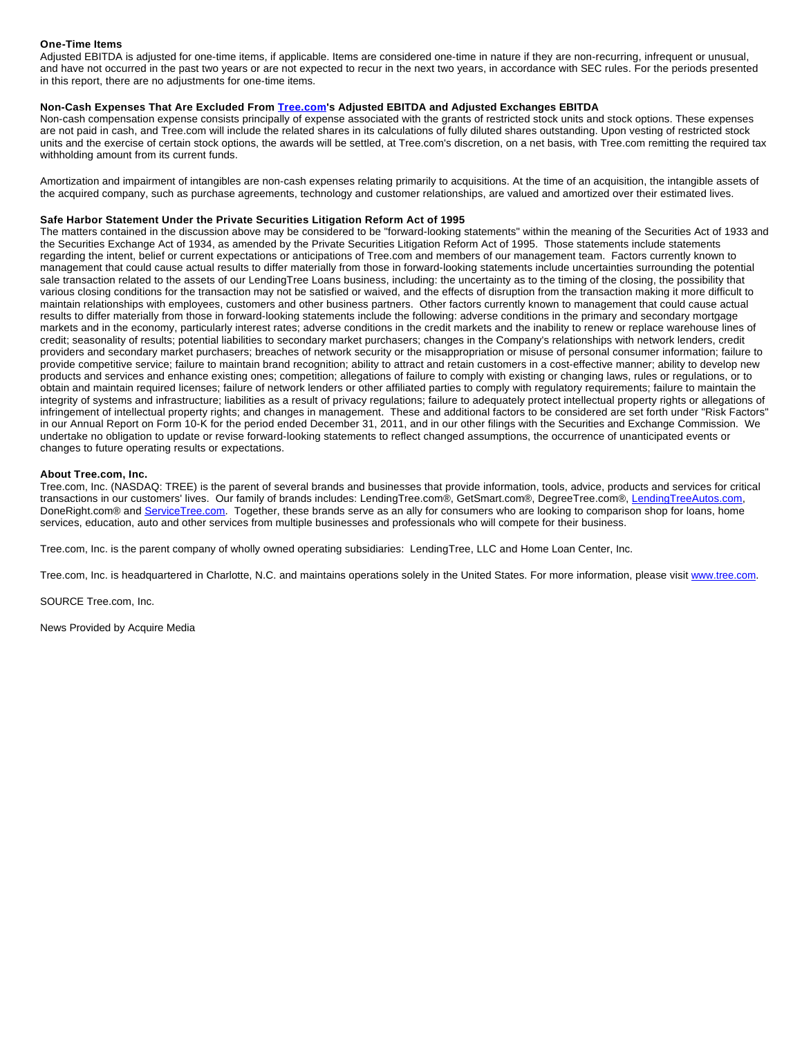**One-Time Items**

Adjusted EBITDA is adjusted for one-time items, if applicable. Items are considered one-time in nature if they are non-recurring, infrequent or unusual, and have not occurred in the past two years or are not expected to recur in the next two years, in accordance with SEC rules. For the periods presented in this report, there are no adjustments for one-time items.

**Non-Cash Expenses That Are Excluded From Tree.com's Adjusted EBITDA and Adjusted Exchanges EBITDA**

Non-cash compensation expense consists principally of expense associated with the grants of restricted stock units and stock options. These expenses are not paid in cash, and Tree.com will include the related shares in its calculations of fully diluted shares outstanding. Upon vesting of restricted stock units and the exercise of certain stock options, the awards will be settled, at Tree.com's discretion, on a net basis, with Tree.com remitting the required tax withholding amount from its current funds.

Amortization and impairment of intangibles are non-cash expenses relating primarily to acquisitions. At the time of an acquisition, the intangible assets of the acquired company, such as purchase agreements, technology and customer relationships, are valued and amortized over their estimated lives.

**Safe Harbor Statement Under the Private Securities Litigation Reform Act of 1995**

The matters contained in the discussion above may be considered to be "forward-looking statements" within the meaning of the Securities Act of 1933 and the Securities Exchange Act of 1934, as amended by the Private Securities Litigation Reform Act of 1995. Those statements include statements regarding the intent, belief or current expectations or anticipations of Tree.com and members of our management team. Factors currently known to management that could cause actual results to differ materially from those in forward-looking statements include uncertainties surrounding the potential sale transaction related to the assets of our LendingTree Loans business, including: the uncertainty as to the timing of the closing, the possibility that various closing conditions for the transaction may not be satisfied or waived, and the effects of disruption from the transaction making it more difficult to maintain relationships with employees, customers and other business partners. Other factors currently known to management that could cause actual results to differ materially from those in forward-looking statements include the following: adverse conditions in the primary and secondary mortgage markets and in the economy, particularly interest rates; adverse conditions in the credit markets and the inability to renew or replace warehouse lines of credit; seasonality of results; potential liabilities to secondary market purchasers; changes in the Company's relationships with network lenders, credit providers and secondary market purchasers; breaches of network security or the misappropriation or misuse of personal consumer information; failure to provide competitive service; failure to maintain brand recognition; ability to attract and retain customers in a cost-effective manner; ability to develop new products and services and enhance existing ones; competition; allegations of failure to comply with existing or changing laws, rules or regulations, or to obtain and maintain required licenses; failure of network lenders or other affiliated parties to comply with regulatory requirements; failure to maintain the integrity of systems and infrastructure; liabilities as a result of privacy regulations; failure to adequately protect intellectual property rights or allegations of infringement of intellectual property rights; and changes in management. These and additional factors to be considered are set forth under "Risk Factors" in our Annual Report on Form 10-K for the period ended December 31, 2011, and in our other filings with the Securities and Exchange Commission. We undertake no obligation to update or revise forward-looking statements to reflect changed assumptions, the occurrence of unanticipated events or changes to future operating results or expectations.

**About Tree.com, Inc.**

Tree.com, Inc. (NASDAQ: TREE) is the parent of several brands and businesses that provide information, tools, advice, products and services for critical transactions in our customers' lives. Our family of brands includes: LendingTree.com®, GetSmart.com®, DegreeTree.com®, LendingTreeAutos.com, DoneRight.com® and ServiceTree.com. Together, these brands serve as an ally for consumers who are looking to comparison shop for loans, home services, education, auto and other services from multiple businesses and professionals who will compete for their business.

Tree.com, Inc. is the parent company of wholly owned operating subsidiaries: LendingTree, LLC and Home Loan Center, Inc.

Tree.com, Inc. is headquartered in Charlotte, N.C. and maintains operations solely in the United States. For more information, please visit www.tree.com.

SOURCE Tree.com, Inc.

News Provided by Acquire Media